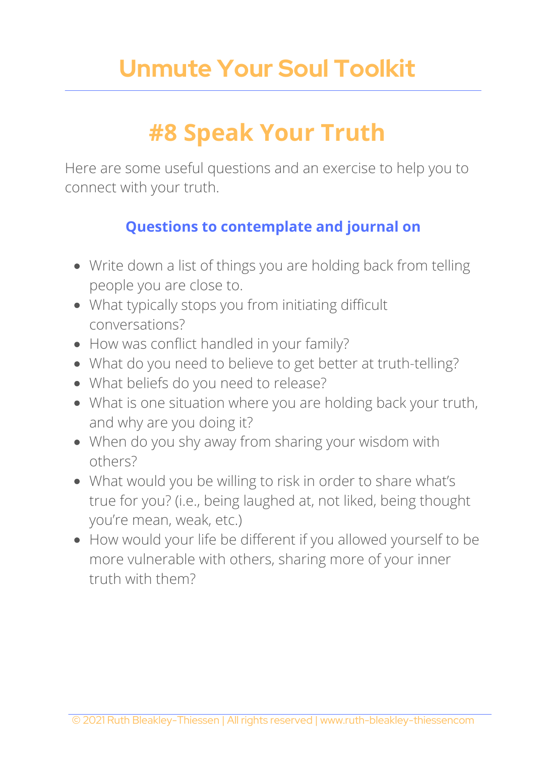# Unmute Your Soul Toolkit

## #8 Speak Your Truth

Here are some useful questions and an exercise to help you to connect with your truth.

### Questions to contemplate and journal on

- Write down a list of things you are holding back from telling people you are close to.
- What typically stops you from initiating difficult conversations?
- How was conflict handled in your family?
- What do you need to believe to get better at truth-telling?
- What beliefs do you need to release?
- What is one situation where you are holding back your truth, and why are you doing it?
- When do you shy away from sharing your wisdom with others?
- What would you be willing to risk in order to share what's true for you? (i.e., being laughed at, not liked, being thought you're mean, weak, etc.)
- How would your life be different if you allowed yourself to be more vulnerable with others, sharing more of your inner truth with them?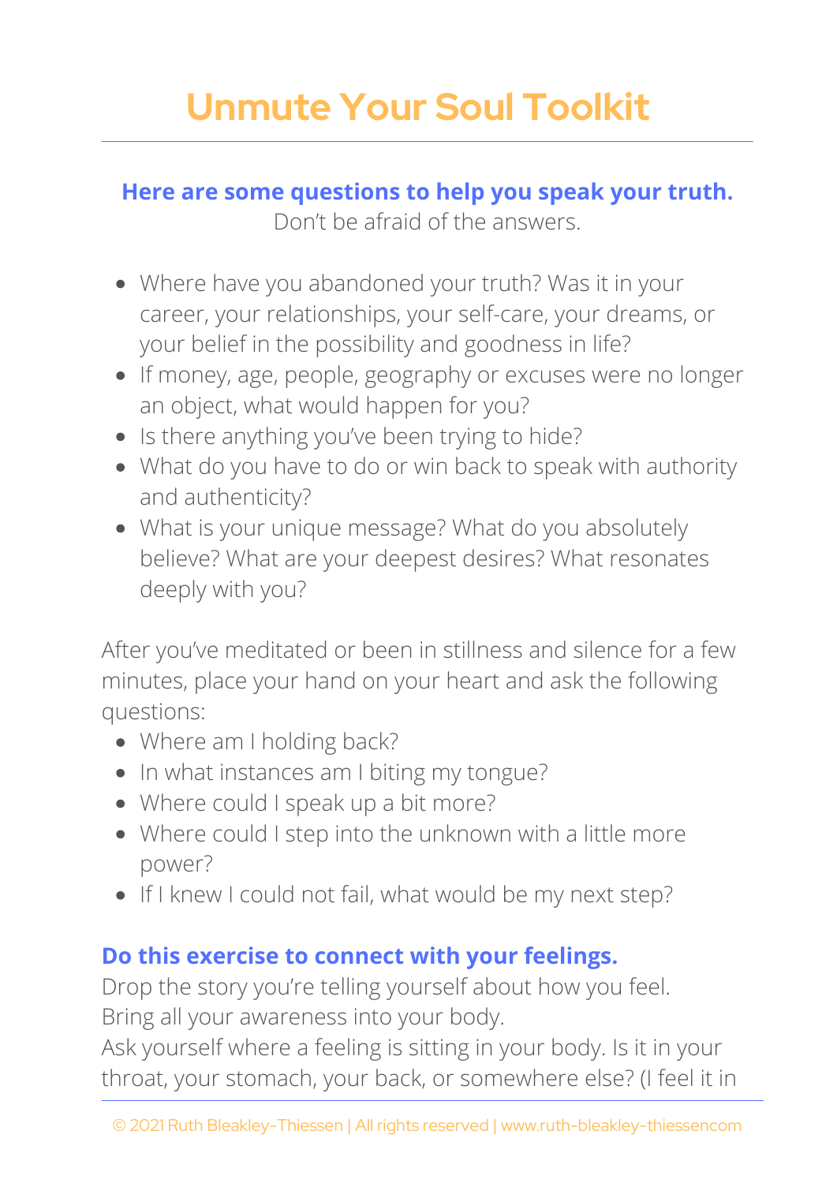# Unmute Your Soul Toolkit

**Here are some questions to help you speak your truth.**
Don't be afraid of the answers.

- Where have you abandoned your truth? Was it in your career, your relationships, your self-care, your dreams, or your belief in the possibility and goodness in life?
- If money, age, people, geography or excuses were no longer an object, what would happen for you?
- Is there anything you've been trying to hide?
- What do you have to do or win back to speak with authority and authenticity?
- What is your unique message? What do you absolutely believe? What are your deepest desires? What resonates deeply with you?

After you've meditated or been in stillness and silence for a few minutes, place your hand on your heart and ask the following questions:

- Where am I holding back?
- In what instances am I biting my tongue?
- Where could I speak up a bit more?
- Where could I step into the unknown with a little more power?
- If I knew I could not fail, what would be my next step?

**Do this exercise to connect with your feelings.**

Drop the story you're telling yourself about how you feel.
Bring all your awareness into your body.
Ask yourself where a feeling is sitting in your body. Is it in your throat, your stomach, your back, or somewhere else? (I feel it in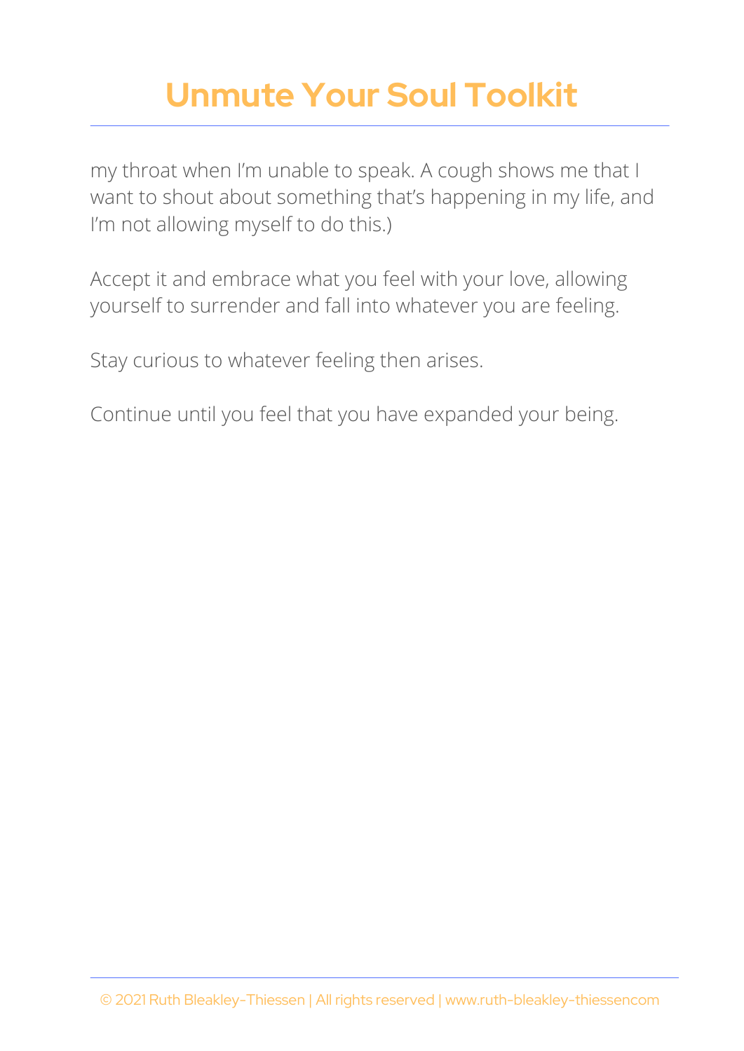my throat when I'm unable to speak. A cough shows me that I want to shout about something that's happening in my life, and I'm not allowing myself to do this.)

Accept it and embrace what you feel with your love, allowing yourself to surrender and fall into whatever you are feeling.

Stay curious to whatever feeling then arises.

Continue until you feel that you have expanded your being.